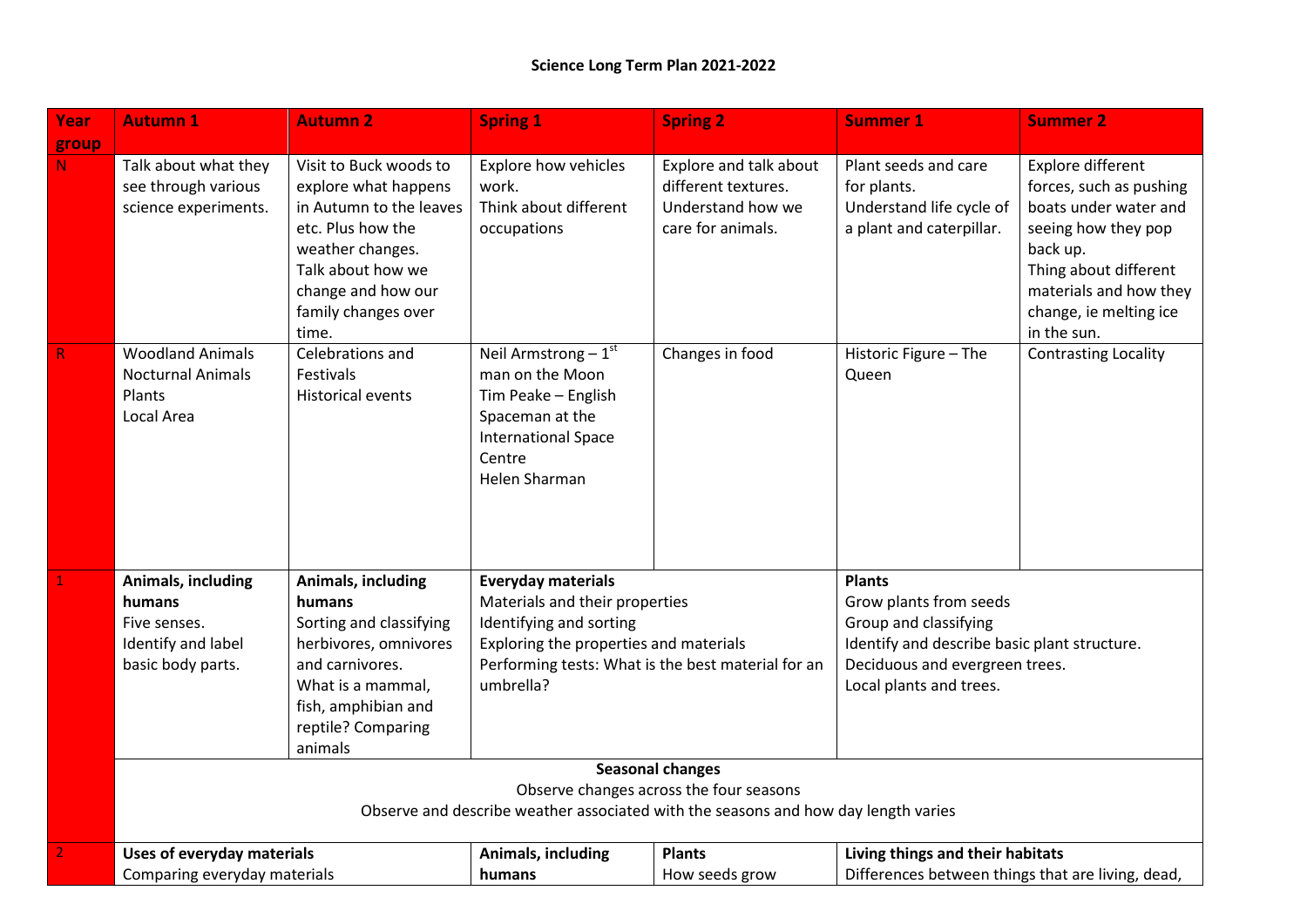**Science Long Term Plan 2021-2022**

| Year group | Autumn 1 | Autumn 2 | Spring 1 | Spring 2 | Summer 1 | Summer 2 |
|---|---|---|---|---|---|---|
| N | Talk about what they see through various science experiments. | Visit to Buck woods to explore what happens in Autumn to the leaves etc. Plus how the weather changes.<br>Talk about how we change and how our family changes over time. | Explore how vehicles work.<br>Think about different occupations | Explore and talk about different textures.<br>Understand how we care for animals. | Plant seeds and care for plants.<br>Understand life cycle of a plant and caterpillar. | Explore different forces, such as pushing boats under water and seeing how they pop back up.<br>Thing about different materials and how they change, ie melting ice in the sun. |
| R | Woodland Animals<br>Nocturnal Animals<br>Plants<br>Local Area | Celebrations and Festivals<br>Historical events | Neil Armstrong – 1st man on the Moon<br>Tim Peake – English Spaceman at the International Space Centre<br>Helen Sharman | Changes in food | Historic Figure – The Queen | Contrasting Locality |
| 1 | **Animals, including humans**<br>Five senses.<br>Identify and label basic body parts. | **Animals, including humans**<br>Sorting and classifying herbivores, omnivores and carnivores.<br>What is a mammal, fish, amphibian and reptile? Comparing animals | **Everyday materials**<br>Materials and their properties<br>Identifying and sorting<br>Exploring the properties and materials<br>Performing tests: What is the best material for an umbrella? | | **Plants**<br>Grow plants from seeds<br>Group and classifying<br>Identify and describe basic plant structure.<br>Deciduous and evergreen trees.<br>Local plants and trees. | |
| | **Seasonal changes**<br>Observe changes across the four seasons<br>Observe and describe weather associated with the seasons and how day length varies | | | | | |
| 2 | **Uses of everyday materials**<br>Comparing everyday materials | | **Animals, including humans** | **Plants**<br>How seeds grow | **Living things and their habitats**<br>Differences between things that are living, dead, | |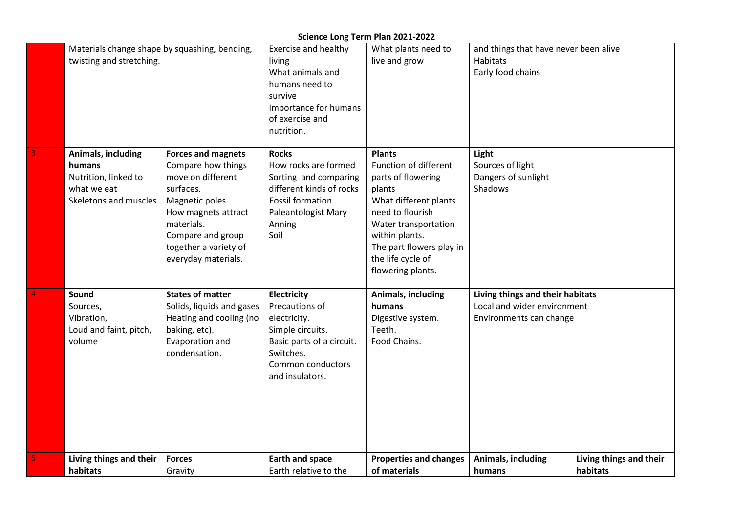# Science Long Term Plan 2021-2022

| | | | | | | |
|---|---|---|---|---|---|---|
| | Materials change shape by squashing, bending, twisting and stretching. | | Exercise and healthy living<br>What animals and humans need to survive<br>Importance for humans of exercise and nutrition. | What plants need to live and grow | and things that have never been alive<br>Habitats<br>Early food chains | |
| 3 | **Animals, including humans**<br>Nutrition, linked to what we eat<br>Skeletons and muscles | **Forces and magnets**<br>Compare how things move on different surfaces.<br>Magnetic poles.<br>How magnets attract materials.<br>Compare and group together a variety of everyday materials. | **Rocks**<br>How rocks are formed<br>Sorting and comparing different kinds of rocks<br>Fossil formation<br>Paleantologist Mary Anning<br>Soil | **Plants**<br>Function of different parts of flowering plants<br>What different plants need to flourish<br>Water transportation within plants.<br>The part flowers play in the life cycle of flowering plants. | **Light**<br>Sources of light<br>Dangers of sunlight<br>Shadows | |
| 4 | **Sound**<br>Sources,<br>Vibration,<br>Loud and faint, pitch, volume | **States of matter**<br>Solids, liquids and gases<br>Heating and cooling (no baking, etc).<br>Evaporation and condensation. | **Electricity**<br>Precautions of electricity.<br>Simple circuits.<br>Basic parts of a circuit.<br>Switches.<br>Common conductors and insulators. | **Animals, including humans**<br>Digestive system.<br>Teeth.<br>Food Chains. | **Living things and their habitats**<br>Local and wider environment<br>Environments can change | |
| 5 | **Living things and their habitats** | **Forces**<br>Gravity | **Earth and space**<br>Earth relative to the | **Properties and changes of materials** | **Animals, including humans** | **Living things and their habitats** |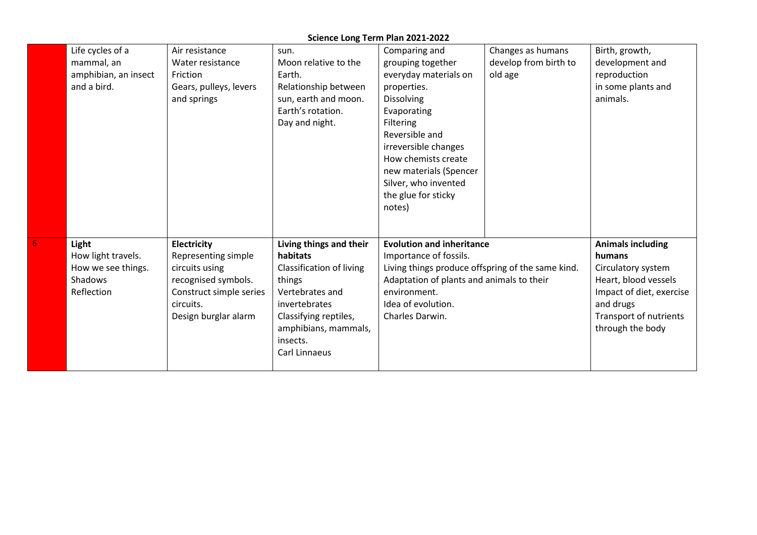# Science Long Term Plan 2021-2022

| | | | | | | |
|---|---|---|---|---|---|---|
| | Life cycles of a mammal, an amphibian, an insect and a bird. | Air resistance<br>Water resistance<br>Friction<br>Gears, pulleys, levers and springs | sun.<br>Moon relative to the Earth.<br>Relationship between sun, earth and moon.<br>Earth's rotation.<br>Day and night. | Comparing and grouping together everyday materials on properties.<br>Dissolving<br>Evaporating<br>Filtering<br>Reversible and irreversible changes<br>How chemists create new materials (Spencer Silver, who invented the glue for sticky notes) | Changes as humans develop from birth to old age | Birth, growth, development and reproduction in some plants and animals. |
| 6 | **Light**<br>How light travels.<br>How we see things.<br>Shadows<br>Reflection | **Electricity**<br>Representing simple circuits using recognised symbols.<br>Construct simple series circuits.<br>Design burglar alarm | **Living things and their habitats**<br>Classification of living things<br>Vertebrates and invertebrates<br>Classifying reptiles, amphibians, mammals, insects.<br>Carl Linnaeus | **Evolution and inheritance**<br>Importance of fossils.<br>Living things produce offspring of the same kind.<br>Adaptation of plants and animals to their environment.<br>Idea of evolution.<br>Charles Darwin. | | **Animals including humans**<br>Circulatory system<br>Heart, blood vessels<br>Impact of diet, exercise and drugs<br>Transport of nutrients through the body |